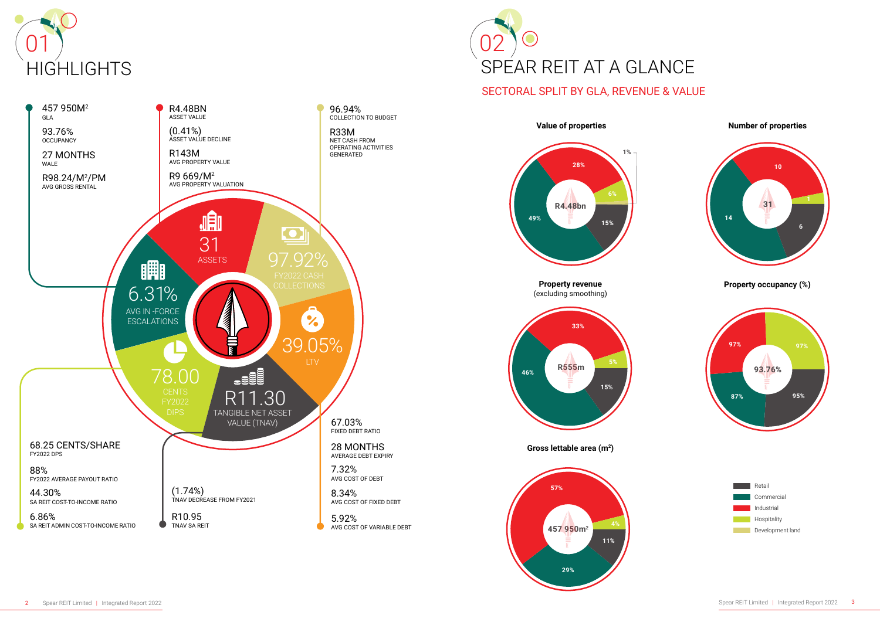# 01 HIGHLIGHTS

457 950M$^2$
GLA

93.76%
OCCUPANCY

27 MONTHS
WALE

R98.24/M$^2$/PM
AVG GROSS RENTAL

R4.48BN
ASSET VALUE

(0.41%)
ASSET VALUE DECLINE

R143M
AVG PROPERTY VALUE

R9 669/M$^2$
AVG PROPERTY VALUATION

96.94%
COLLECTION TO BUDGET

R33M
NET CASH FROM OPERATING ACTIVITIES GENERATED

31
ASSETS

97.92%
FY2022 CASH COLLECTIONS

6.31%
AVG IN-FORCE ESCALATIONS

39.05%
LTV

78.00
CENTS FY2022 DIPS

R11.30
TANGIBLE NET ASSET VALUE (TNAV)

68.25 CENTS/SHARE
FY2022 DPS

88%
FY2022 AVERAGE PAYOUT RATIO

44.30%
SA REIT COST-TO-INCOME RATIO

6.86%
SA REIT ADMIN COST-TO-INCOME RATIO

(1.74%)
TNAV DECREASE FROM FY2021

R10.95
TNAV SA REIT

67.03%
FIXED DEBT RATIO

28 MONTHS
AVERAGE DEBT EXPIRY

7.32%
AVG COST OF DEBT

8.34%
AVG COST OF FIXED DEBT

5.92%
AVG COST OF VARIABLE DEBT

# 02 SPEAR REIT AT A GLANCE

## SECTORAL SPLIT BY GLA, REVENUE & VALUE

| | Value of properties (R4.48bn) | Number of properties (31) | Property revenue (excluding smoothing) (R555m) | Gross lettable area (m$^2$) (457 950m$^2$) | Property occupancy (%) (93.76%) |
|---|---|---|---|---|---|
| Retail | 15% | 6 | 15% | 11% | 95% |
| Commercial | 49% | 14 | 46% | 29% | 87% |
| Industrial | 28% | 10 | 33% | 57% | 97% |
| Hospitality | 6% | 1 | 5% | 4% | 97% |
| Development land | 1% | | | | |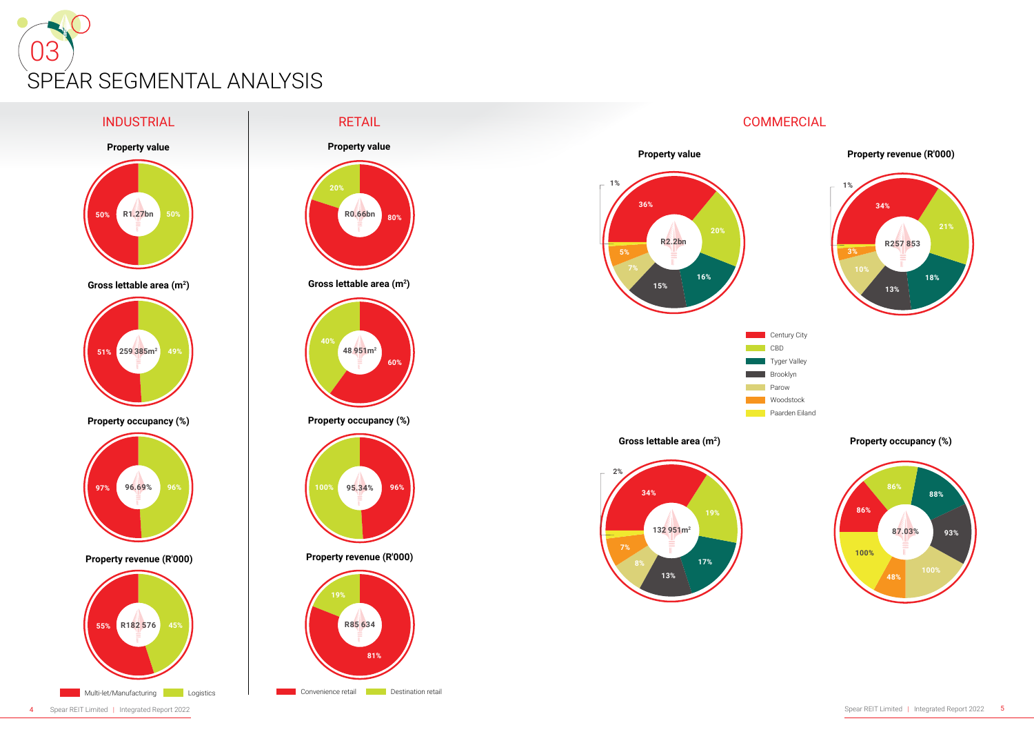# 03 SPEAR SEGMENTAL ANALYSIS

## INDUSTRIAL

**Property value**

50%
R1.27bn
50%

**Gross lettable area (m²)**

51%
259 385m²
49%

**Property occupancy (%)**

97%
96.69%
96%

**Property revenue (R'000)**

55%
R182 576
45%

Multi-let/Manufacturing
Logistics

## RETAIL

**Property value**

20%
R0.66bn
80%

**Gross lettable area (m²)**

40%
48 951m²
60%

**Property occupancy (%)**

100%
95.34%
96%

**Property revenue (R'000)**

19%
R85 634
81%

Convenience retail
Destination retail

## COMMERCIAL

**Property value**

1%
36%
20%
R2.2bn
5%
7%
15%
16%

**Property revenue (R'000)**

1%
34%
21%
R257 853
3%
10%
13%
18%

Century City
CBD
Tyger Valley
Brooklyn
Parow
Woodstock
Paarden Eiland

**Gross lettable area (m²)**

2%
34%
19%
132 951m²
7%
8%
13%
17%

**Property occupancy (%)**

86%
88%
86%
87.03%
93%
100%
100%
48%